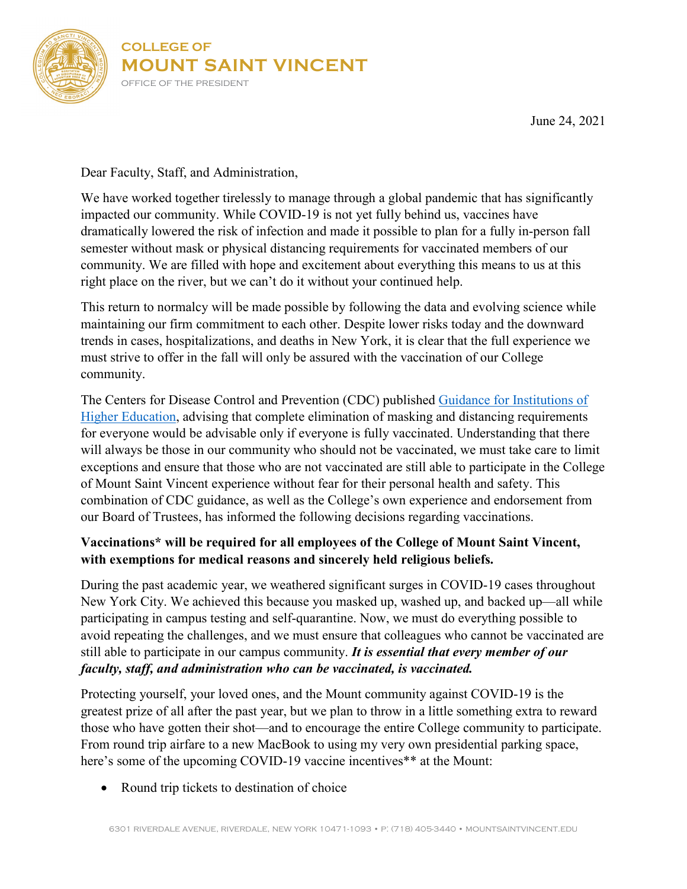COLLEGE OF
# MOUNT SAINT VINCENT
OFFICE OF THE PRESIDENT

June 24, 2021

Dear Faculty, Staff, and Administration,

We have worked together tirelessly to manage through a global pandemic that has significantly impacted our community. While COVID-19 is not yet fully behind us, vaccines have dramatically lowered the risk of infection and made it possible to plan for a fully in-person fall semester without mask or physical distancing requirements for vaccinated members of our community. We are filled with hope and excitement about everything this means to us at this right place on the river, but we can't do it without your continued help.

This return to normalcy will be made possible by following the data and evolving science while maintaining our firm commitment to each other. Despite lower risks today and the downward trends in cases, hospitalizations, and deaths in New York, it is clear that the full experience we must strive to offer in the fall will only be assured with the vaccination of our College community.

The Centers for Disease Control and Prevention (CDC) published [Guidance for Institutions of Higher Education](), advising that complete elimination of masking and distancing requirements for everyone would be advisable only if everyone is fully vaccinated. Understanding that there will always be those in our community who should not be vaccinated, we must take care to limit exceptions and ensure that those who are not vaccinated are still able to participate in the College of Mount Saint Vincent experience without fear for their personal health and safety. This combination of CDC guidance, as well as the College's own experience and endorsement from our Board of Trustees, has informed the following decisions regarding vaccinations.

**Vaccinations* will be required for all employees of the College of Mount Saint Vincent, with exemptions for medical reasons and sincerely held religious beliefs.**

During the past academic year, we weathered significant surges in COVID-19 cases throughout New York City. We achieved this because you masked up, washed up, and backed up—all while participating in campus testing and self-quarantine. Now, we must do everything possible to avoid repeating the challenges, and we must ensure that colleagues who cannot be vaccinated are still able to participate in our campus community. ***It is essential that every member of our faculty, staff, and administration who can be vaccinated, is vaccinated.***

Protecting yourself, your loved ones, and the Mount community against COVID-19 is the greatest prize of all after the past year, but we plan to throw in a little something extra to reward those who have gotten their shot—and to encourage the entire College community to participate. From round trip airfare to a new MacBook to using my very own presidential parking space, here's some of the upcoming COVID-19 vaccine incentives** at the Mount:

- Round trip tickets to destination of choice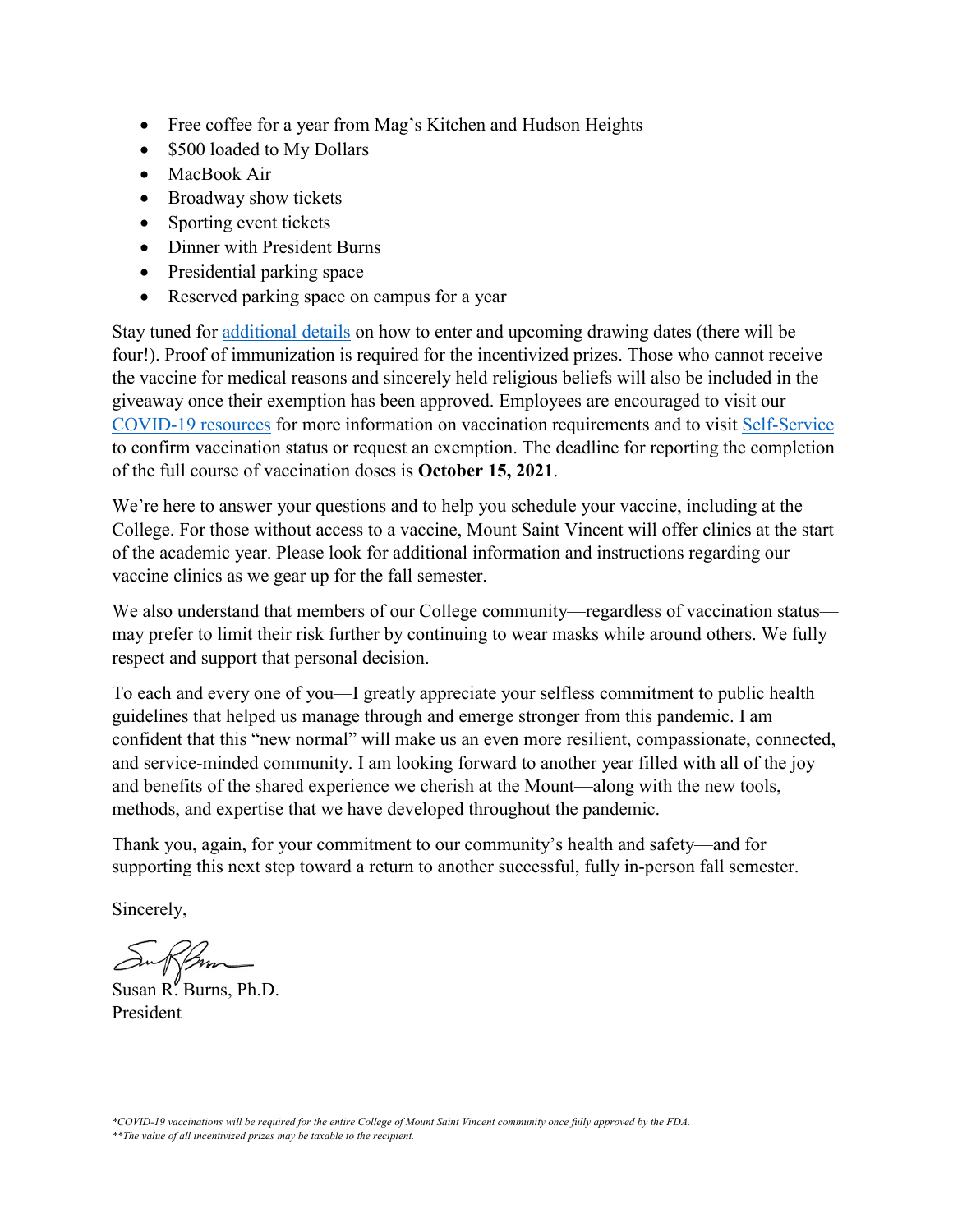- Free coffee for a year from Mag's Kitchen and Hudson Heights
- $500 loaded to My Dollars
- MacBook Air
- Broadway show tickets
- Sporting event tickets
- Dinner with President Burns
- Presidential parking space
- Reserved parking space on campus for a year

Stay tuned for additional details on how to enter and upcoming drawing dates (there will be four!). Proof of immunization is required for the incentivized prizes. Those who cannot receive the vaccine for medical reasons and sincerely held religious beliefs will also be included in the giveaway once their exemption has been approved. Employees are encouraged to visit our COVID-19 resources for more information on vaccination requirements and to visit Self-Service to confirm vaccination status or request an exemption. The deadline for reporting the completion of the full course of vaccination doses is **October 15, 2021**.

We're here to answer your questions and to help you schedule your vaccine, including at the College. For those without access to a vaccine, Mount Saint Vincent will offer clinics at the start of the academic year. Please look for additional information and instructions regarding our vaccine clinics as we gear up for the fall semester.

We also understand that members of our College community—regardless of vaccination status—may prefer to limit their risk further by continuing to wear masks while around others. We fully respect and support that personal decision.

To each and every one of you—I greatly appreciate your selfless commitment to public health guidelines that helped us manage through and emerge stronger from this pandemic. I am confident that this "new normal" will make us an even more resilient, compassionate, connected, and service-minded community. I am looking forward to another year filled with all of the joy and benefits of the shared experience we cherish at the Mount—along with the new tools, methods, and expertise that we have developed throughout the pandemic.

Thank you, again, for your commitment to our community's health and safety—and for supporting this next step toward a return to another successful, fully in-person fall semester.

Sincerely,

Susan R. Burns, Ph.D.
President

*\*COVID-19 vaccinations will be required for the entire College of Mount Saint Vincent community once fully approved by the FDA.*
*\*\*The value of all incentivized prizes may be taxable to the recipient.*